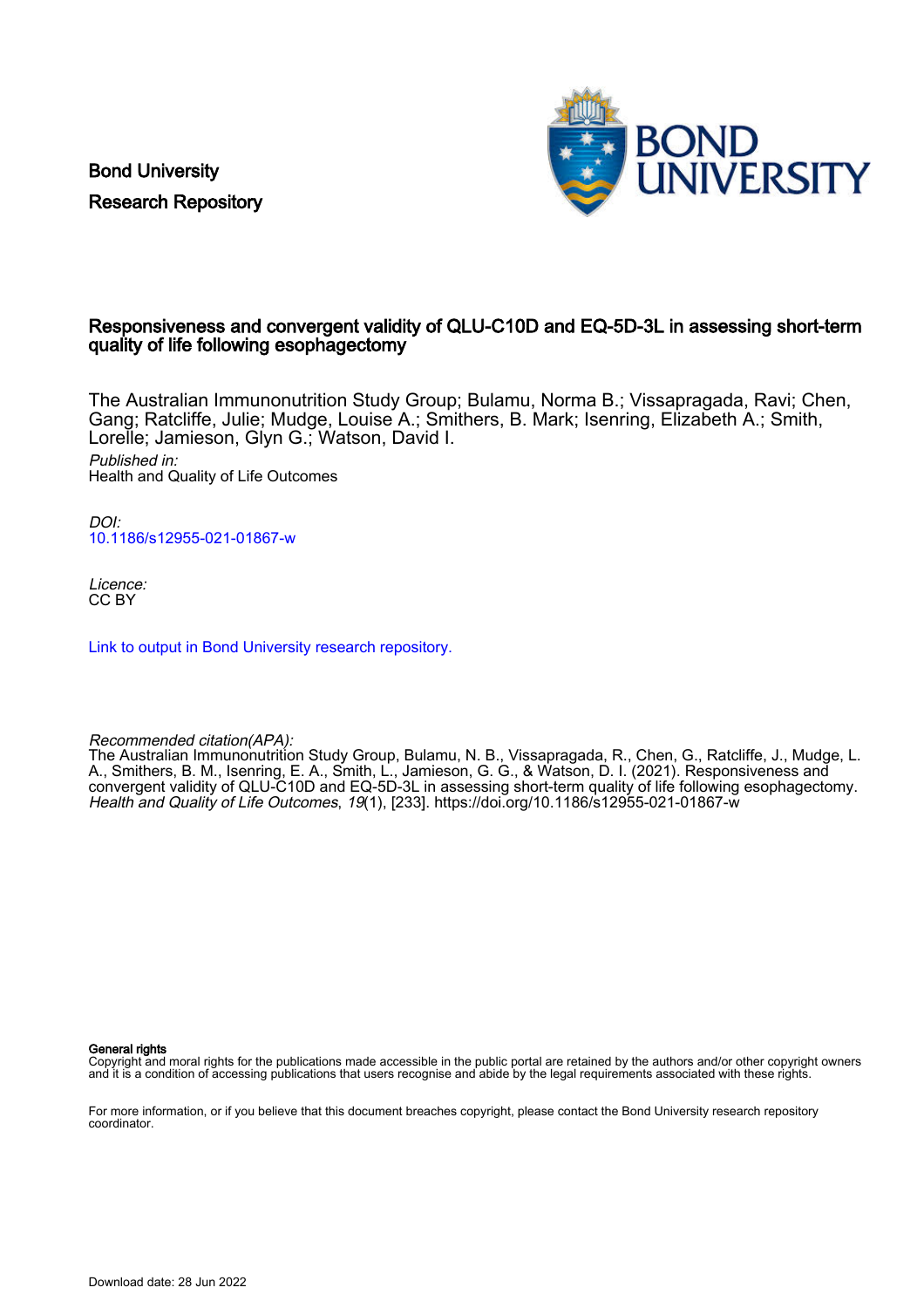Bond University
Research Repository

# Responsiveness and convergent validity of QLU-C10D and EQ-5D-3L in assessing short-term quality of life following esophagectomy

The Australian Immunonutrition Study Group; Bulamu, Norma B.; Vissapragada, Ravi; Chen, Gang; Ratcliffe, Julie; Mudge, Louise A.; Smithers, B. Mark; Isenring, Elizabeth A.; Smith, Lorelle; Jamieson, Glyn G.; Watson, David I.

*Published in:*
Health and Quality of Life Outcomes

*DOI:*
10.1186/s12955-021-01867-w

*Licence:*
CC BY

Link to output in Bond University research repository.

*Recommended citation(APA):*
The Australian Immunonutrition Study Group, Bulamu, N. B., Vissapragada, R., Chen, G., Ratcliffe, J., Mudge, L. A., Smithers, B. M., Isenring, E. A., Smith, L., Jamieson, G. G., & Watson, D. I. (2021). Responsiveness and convergent validity of QLU-C10D and EQ-5D-3L in assessing short-term quality of life following esophagectomy. *Health and Quality of Life Outcomes*, *19*(1), [233]. https://doi.org/10.1186/s12955-021-01867-w

**General rights**
Copyright and moral rights for the publications made accessible in the public portal are retained by the authors and/or other copyright owners and it is a condition of accessing publications that users recognise and abide by the legal requirements associated with these rights.

For more information, or if you believe that this document breaches copyright, please contact the Bond University research repository coordinator.

Download date: 28 Jun 2022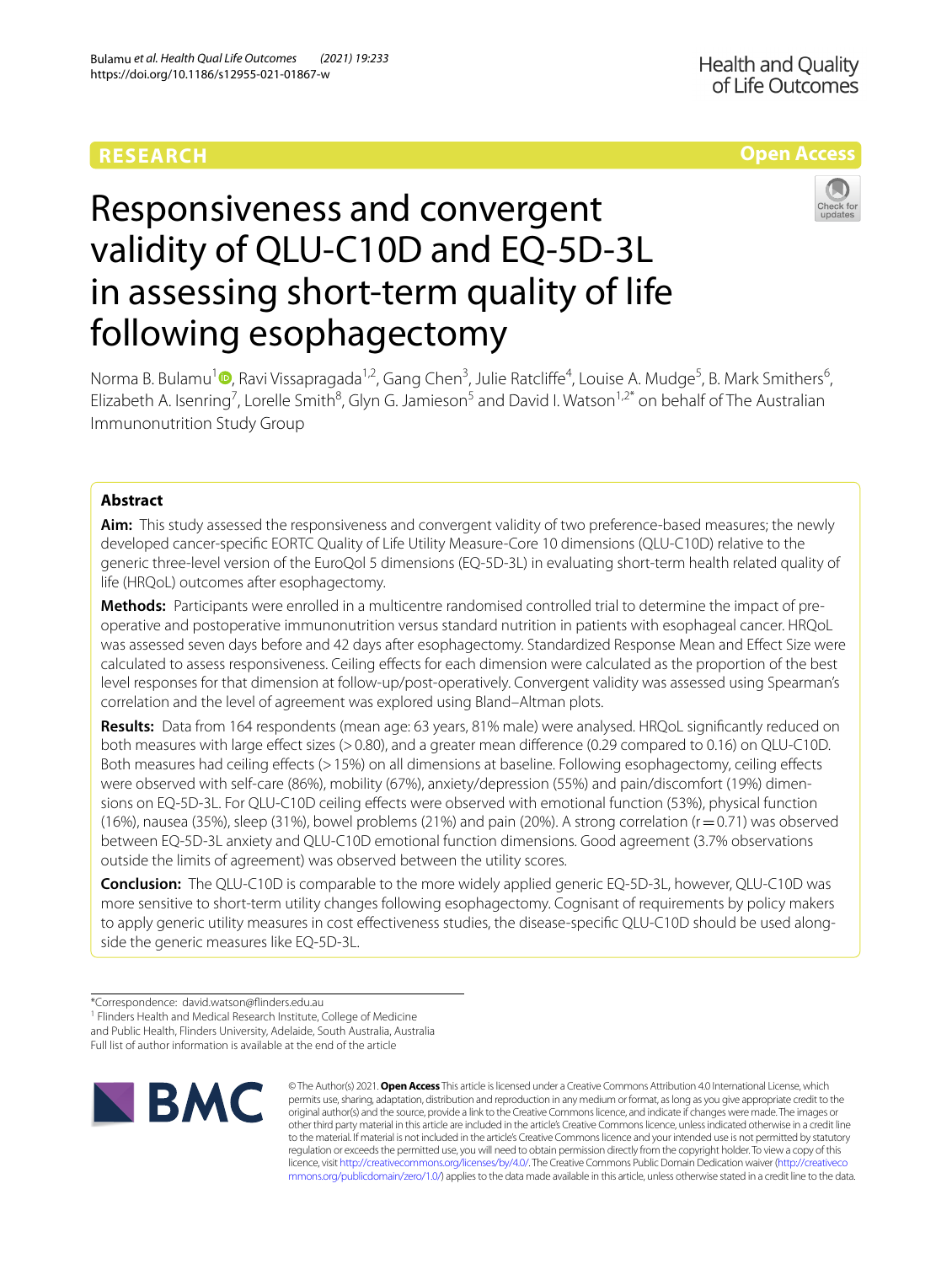# Responsiveness and convergent validity of QLU-C10D and EQ-5D-3L in assessing short-term quality of life following esophagectomy

Norma B. Bulamu[1], Ravi Vissapragada[1,2], Gang Chen[3], Julie Ratcliffe[4], Louise A. Mudge[5], B. Mark Smithers[6], Elizabeth A. Isenring[7], Lorelle Smith[8], Glyn G. Jamieson[5] and David I. Watson[1,2*] on behalf of The Australian Immunonutrition Study Group

## Abstract

**Aim:** This study assessed the responsiveness and convergent validity of two preference-based measures; the newly developed cancer-specific EORTC Quality of Life Utility Measure-Core 10 dimensions (QLU-C10D) relative to the generic three-level version of the EuroQol 5 dimensions (EQ-5D-3L) in evaluating short-term health related quality of life (HRQoL) outcomes after esophagectomy.

**Methods:** Participants were enrolled in a multicentre randomised controlled trial to determine the impact of pre-operative and postoperative immunonutrition versus standard nutrition in patients with esophageal cancer. HRQoL was assessed seven days before and 42 days after esophagectomy. Standardized Response Mean and Effect Size were calculated to assess responsiveness. Ceiling effects for each dimension were calculated as the proportion of the best level responses for that dimension at follow-up/post-operatively. Convergent validity was assessed using Spearman's correlation and the level of agreement was explored using Bland–Altman plots.

**Results:** Data from 164 respondents (mean age: 63 years, 81% male) were analysed. HRQoL significantly reduced on both measures with large effect sizes (> 0.80), and a greater mean difference (0.29 compared to 0.16) on QLU-C10D. Both measures had ceiling effects (> 15%) on all dimensions at baseline. Following esophagectomy, ceiling effects were observed with self-care (86%), mobility (67%), anxiety/depression (55%) and pain/discomfort (19%) dimensions on EQ-5D-3L. For QLU-C10D ceiling effects were observed with emotional function (53%), physical function (16%), nausea (35%), sleep (31%), bowel problems (21%) and pain (20%). A strong correlation (r = 0.71) was observed between EQ-5D-3L anxiety and QLU-C10D emotional function dimensions. Good agreement (3.7% observations outside the limits of agreement) was observed between the utility scores.

**Conclusion:** The QLU-C10D is comparable to the more widely applied generic EQ-5D-3L, however, QLU-C10D was more sensitive to short-term utility changes following esophagectomy. Cognisant of requirements by policy makers to apply generic utility measures in cost effectiveness studies, the disease-specific QLU-C10D should be used alongside the generic measures like EQ-5D-3L.

*Correspondence: david.watson@flinders.edu.au
[1] Flinders Health and Medical Research Institute, College of Medicine and Public Health, Flinders University, Adelaide, South Australia, Australia
Full list of author information is available at the end of the article

© The Author(s) 2021. **Open Access** This article is licensed under a Creative Commons Attribution 4.0 International License, which permits use, sharing, adaptation, distribution and reproduction in any medium or format, as long as you give appropriate credit to the original author(s) and the source, provide a link to the Creative Commons licence, and indicate if changes were made. The images or other third party material in this article are included in the article's Creative Commons licence, unless indicated otherwise in a credit line to the material. If material is not included in the article's Creative Commons licence and your intended use is not permitted by statutory regulation or exceeds the permitted use, you will need to obtain permission directly from the copyright holder. To view a copy of this licence, visit http://creativecommons.org/licenses/by/4.0/. The Creative Commons Public Domain Dedication waiver (http://creativecommons.org/publicdomain/zero/1.0/) applies to the data made available in this article, unless otherwise stated in a credit line to the data.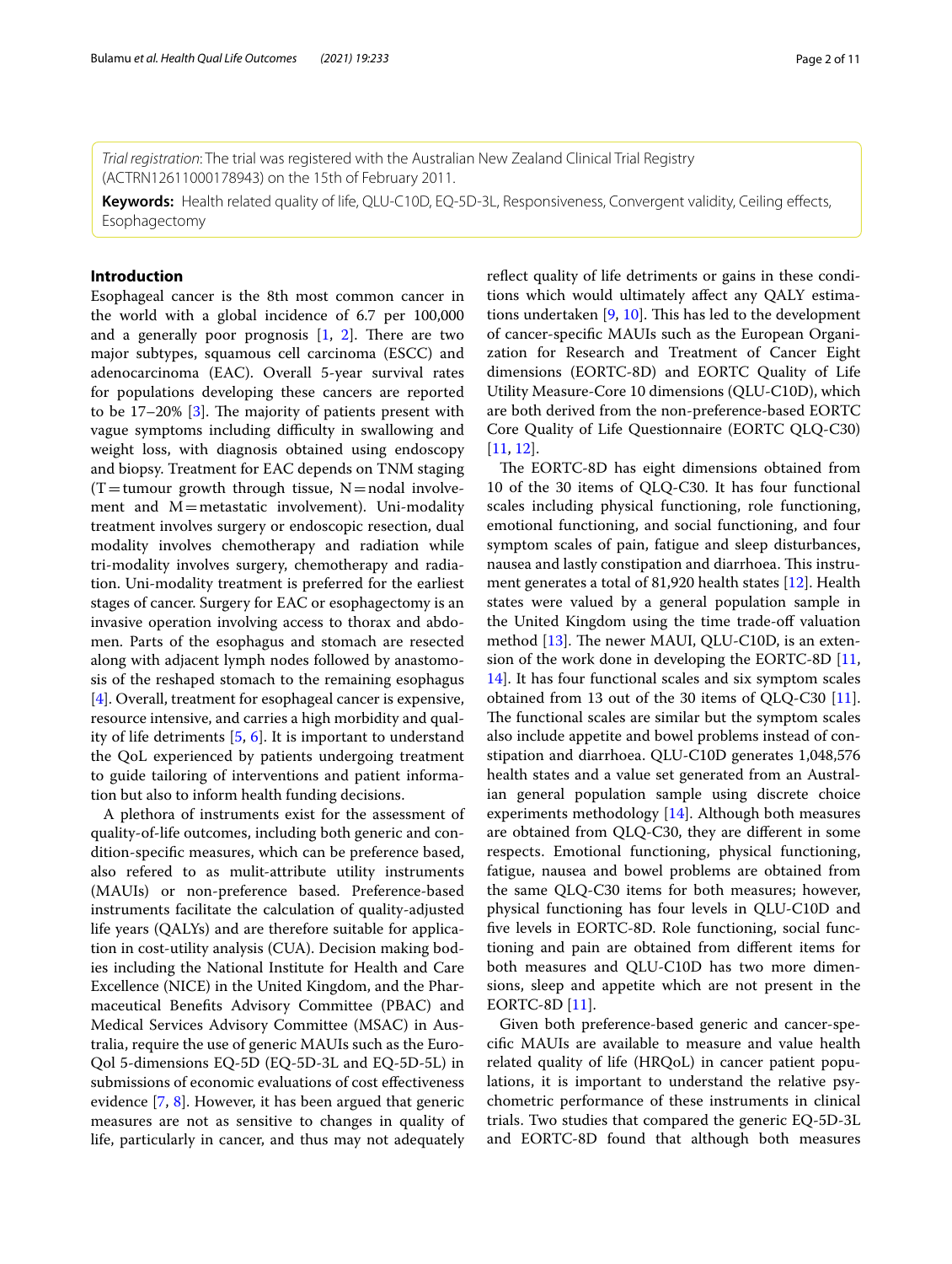*Trial registration*: The trial was registered with the Australian New Zealand Clinical Trial Registry (ACTRN12611000178943) on the 15th of February 2011.

**Keywords:** Health related quality of life, QLU-C10D, EQ-5D-3L, Responsiveness, Convergent validity, Ceiling effects, Esophagectomy

## Introduction

Esophageal cancer is the 8th most common cancer in the world with a global incidence of 6.7 per 100,000 and a generally poor prognosis [1, 2]. There are two major subtypes, squamous cell carcinoma (ESCC) and adenocarcinoma (EAC). Overall 5-year survival rates for populations developing these cancers are reported to be 17–20% [3]. The majority of patients present with vague symptoms including difficulty in swallowing and weight loss, with diagnosis obtained using endoscopy and biopsy. Treatment for EAC depends on TNM staging (T = tumour growth through tissue, N = nodal involvement and M = metastatic involvement). Uni-modality treatment involves surgery or endoscopic resection, dual modality involves chemotherapy and radiation while tri-modality involves surgery, chemotherapy and radiation. Uni-modality treatment is preferred for the earliest stages of cancer. Surgery for EAC or esophagectomy is an invasive operation involving access to thorax and abdomen. Parts of the esophagus and stomach are resected along with adjacent lymph nodes followed by anastomosis of the reshaped stomach to the remaining esophagus [4]. Overall, treatment for esophageal cancer is expensive, resource intensive, and carries a high morbidity and quality of life detriments [5, 6]. It is important to understand the QoL experienced by patients undergoing treatment to guide tailoring of interventions and patient information but also to inform health funding decisions.

A plethora of instruments exist for the assessment of quality-of-life outcomes, including both generic and condition-specific measures, which can be preference based, also refered to as mulit-attribute utility instruments (MAUIs) or non-preference based. Preference-based instruments facilitate the calculation of quality-adjusted life years (QALYs) and are therefore suitable for application in cost-utility analysis (CUA). Decision making bodies including the National Institute for Health and Care Excellence (NICE) in the United Kingdom, and the Pharmaceutical Benefits Advisory Committee (PBAC) and Medical Services Advisory Committee (MSAC) in Australia, require the use of generic MAUIs such as the EuroQol 5-dimensions EQ-5D (EQ-5D-3L and EQ-5D-5L) in submissions of economic evaluations of cost effectiveness evidence [7, 8]. However, it has been argued that generic measures are not as sensitive to changes in quality of life, particularly in cancer, and thus may not adequately reflect quality of life detriments or gains in these conditions which would ultimately affect any QALY estimations undertaken [9, 10]. This has led to the development of cancer-specific MAUIs such as the European Organization for Research and Treatment of Cancer Eight dimensions (EORTC-8D) and EORTC Quality of Life Utility Measure-Core 10 dimensions (QLU-C10D), which are both derived from the non-preference-based EORTC Core Quality of Life Questionnaire (EORTC QLQ-C30) [11, 12].

The EORTC-8D has eight dimensions obtained from 10 of the 30 items of QLQ-C30. It has four functional scales including physical functioning, role functioning, emotional functioning, and social functioning, and four symptom scales of pain, fatigue and sleep disturbances, nausea and lastly constipation and diarrhoea. This instrument generates a total of 81,920 health states [12]. Health states were valued by a general population sample in the United Kingdom using the time trade-off valuation method [13]. The newer MAUI, QLU-C10D, is an extension of the work done in developing the EORTC-8D [11, 14]. It has four functional scales and six symptom scales obtained from 13 out of the 30 items of QLQ-C30 [11]. The functional scales are similar but the symptom scales also include appetite and bowel problems instead of constipation and diarrhoea. QLU-C10D generates 1,048,576 health states and a value set generated from an Australian general population sample using discrete choice experiments methodology [14]. Although both measures are obtained from QLQ-C30, they are different in some respects. Emotional functioning, physical functioning, fatigue, nausea and bowel problems are obtained from the same QLQ-C30 items for both measures; however, physical functioning has four levels in QLU-C10D and five levels in EORTC-8D. Role functioning, social functioning and pain are obtained from different items for both measures and QLU-C10D has two more dimensions, sleep and appetite which are not present in the EORTC-8D [11].

Given both preference-based generic and cancer-specific MAUIs are available to measure and value health related quality of life (HRQoL) in cancer patient populations, it is important to understand the relative psychometric performance of these instruments in clinical trials. Two studies that compared the generic EQ-5D-3L and EORTC-8D found that although both measures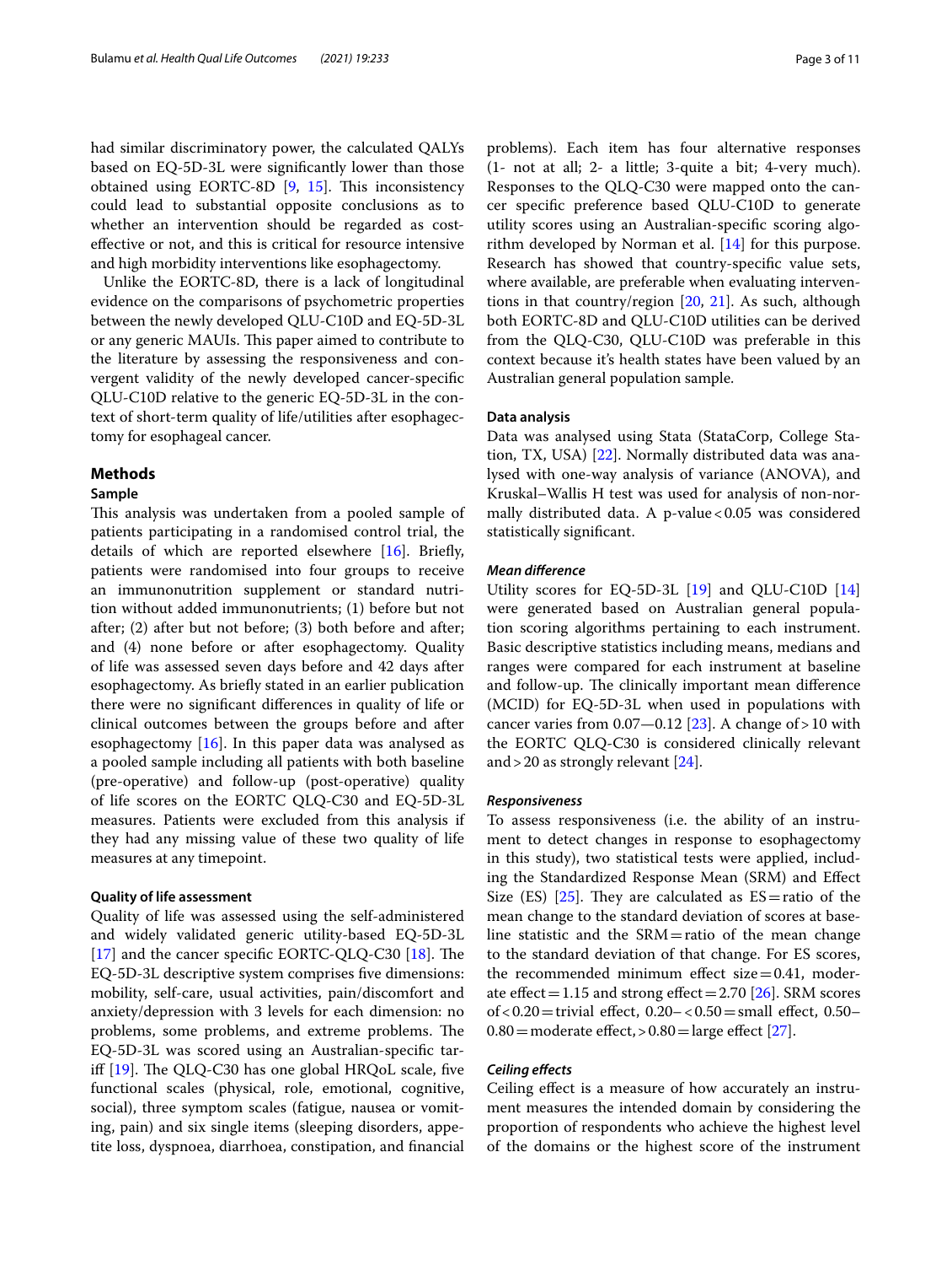had similar discriminatory power, the calculated QALYs based on EQ-5D-3L were significantly lower than those obtained using EORTC-8D [9, 15]. This inconsistency could lead to substantial opposite conclusions as to whether an intervention should be regarded as cost-effective or not, and this is critical for resource intensive and high morbidity interventions like esophagectomy.

Unlike the EORTC-8D, there is a lack of longitudinal evidence on the comparisons of psychometric properties between the newly developed QLU-C10D and EQ-5D-3L or any generic MAUIs. This paper aimed to contribute to the literature by assessing the responsiveness and convergent validity of the newly developed cancer-specific QLU-C10D relative to the generic EQ-5D-3L in the context of short-term quality of life/utilities after esophagectomy for esophageal cancer.

## Methods

### Sample

This analysis was undertaken from a pooled sample of patients participating in a randomised control trial, the details of which are reported elsewhere [16]. Briefly, patients were randomised into four groups to receive an immunonutrition supplement or standard nutrition without added immunonutrients; (1) before but not after; (2) after but not before; (3) both before and after; and (4) none before or after esophagectomy. Quality of life was assessed seven days before and 42 days after esophagectomy. As briefly stated in an earlier publication there were no significant differences in quality of life or clinical outcomes between the groups before and after esophagectomy [16]. In this paper data was analysed as a pooled sample including all patients with both baseline (pre-operative) and follow-up (post-operative) quality of life scores on the EORTC QLQ-C30 and EQ-5D-3L measures. Patients were excluded from this analysis if they had any missing value of these two quality of life measures at any timepoint.

### Quality of life assessment

Quality of life was assessed using the self-administered and widely validated generic utility-based EQ-5D-3L [17] and the cancer specific EORTC-QLQ-C30 [18]. The EQ-5D-3L descriptive system comprises five dimensions: mobility, self-care, usual activities, pain/discomfort and anxiety/depression with 3 levels for each dimension: no problems, some problems, and extreme problems. The EQ-5D-3L was scored using an Australian-specific tariff [19]. The QLQ-C30 has one global HRQoL scale, five functional scales (physical, role, emotional, cognitive, social), three symptom scales (fatigue, nausea or vomiting, pain) and six single items (sleeping disorders, appetite loss, dyspnoea, diarrhoea, constipation, and financial problems). Each item has four alternative responses (1- not at all; 2- a little; 3-quite a bit; 4-very much). Responses to the QLQ-C30 were mapped onto the cancer specific preference based QLU-C10D to generate utility scores using an Australian-specific scoring algorithm developed by Norman et al. [14] for this purpose. Research has showed that country-specific value sets, where available, are preferable when evaluating interventions in that country/region [20, 21]. As such, although both EORTC-8D and QLU-C10D utilities can be derived from the QLQ-C30, QLU-C10D was preferable in this context because it's health states have been valued by an Australian general population sample.

### Data analysis

Data was analysed using Stata (StataCorp, College Station, TX, USA) [22]. Normally distributed data was analysed with one-way analysis of variance (ANOVA), and Kruskal–Wallis H test was used for analysis of non-normally distributed data. A p-value $< 0.05$ was considered statistically significant.

#### *Mean difference*

Utility scores for EQ-5D-3L [19] and QLU-C10D [14] were generated based on Australian general population scoring algorithms pertaining to each instrument. Basic descriptive statistics including means, medians and ranges were compared for each instrument at baseline and follow-up. The clinically important mean difference (MCID) for EQ-5D-3L when used in populations with cancer varies from 0.07—0.12 [23]. A change of $> 10$ with the EORTC QLQ-C30 is considered clinically relevant and $> 20$ as strongly relevant [24].

#### *Responsiveness*

To assess responsiveness (i.e. the ability of an instrument to detect changes in response to esophagectomy in this study), two statistical tests were applied, including the Standardized Response Mean (SRM) and Effect Size (ES) [25]. They are calculated as ES = ratio of the mean change to the standard deviation of scores at baseline statistic and the SRM = ratio of the mean change to the standard deviation of that change. For ES scores, the recommended minimum effect size = 0.41, moderate effect = 1.15 and strong effect = 2.70 [26]. SRM scores of $< 0.20$ = trivial effect, 0.20– $< 0.50$ = small effect, 0.50–0.80 = moderate effect, $> 0.80$ = large effect [27].

#### *Ceiling effects*

Ceiling effect is a measure of how accurately an instrument measures the intended domain by considering the proportion of respondents who achieve the highest level of the domains or the highest score of the instrument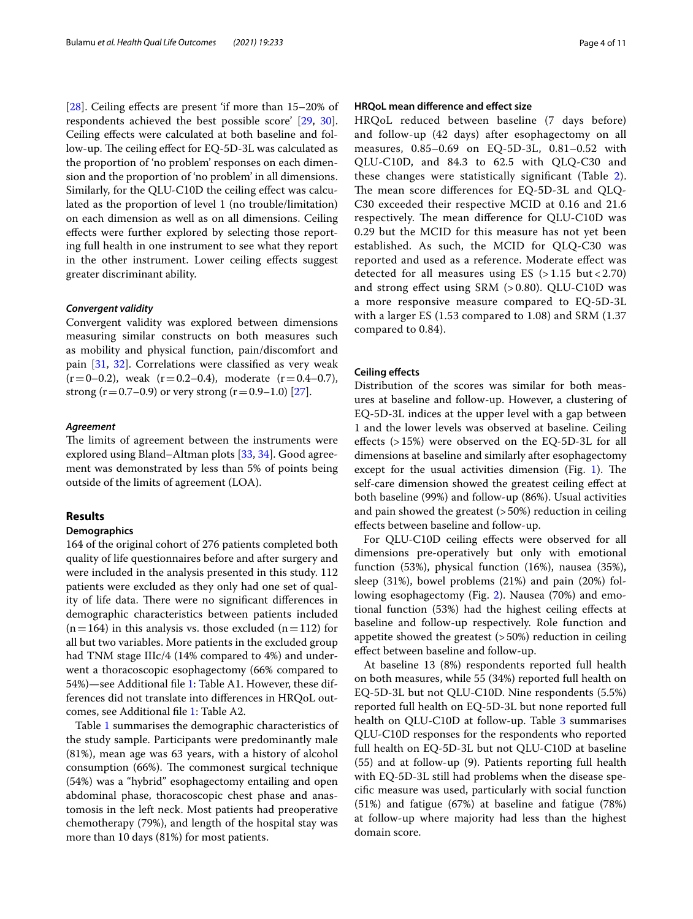[28]. Ceiling effects are present 'if more than 15–20% of respondents achieved the best possible score' [29, 30]. Ceiling effects were calculated at both baseline and follow-up. The ceiling effect for EQ-5D-3L was calculated as the proportion of 'no problem' responses on each dimension and the proportion of 'no problem' in all dimensions. Similarly, for the QLU-C10D the ceiling effect was calculated as the proportion of level 1 (no trouble/limitation) on each dimension as well as on all dimensions. Ceiling effects were further explored by selecting those reporting full health in one instrument to see what they report in the other instrument. Lower ceiling effects suggest greater discriminant ability.

#### *Convergent validity*

Convergent validity was explored between dimensions measuring similar constructs on both measures such as mobility and physical function, pain/discomfort and pain [31, 32]. Correlations were classified as very weak ($r = 0$–$0.2$), weak ($r = 0.2$–$0.4$), moderate ($r = 0.4$–$0.7$), strong ($r = 0.7$–$0.9$) or very strong ($r = 0.9$–$1.0$) [27].

#### *Agreement*

The limits of agreement between the instruments were explored using Bland–Altman plots [33, 34]. Good agreement was demonstrated by less than 5% of points being outside of the limits of agreement (LOA).

## Results

### Demographics

164 of the original cohort of 276 patients completed both quality of life questionnaires before and after surgery and were included in the analysis presented in this study. 112 patients were excluded as they only had one set of quality of life data. There were no significant differences in demographic characteristics between patients included ($n = 164$) in this analysis vs. those excluded ($n = 112$) for all but two variables. More patients in the excluded group had TNM stage IIIc/4 (14% compared to 4%) and underwent a thoracoscopic esophagectomy (66% compared to 54%)—see Additional file 1: Table A1. However, these differences did not translate into differences in HRQoL outcomes, see Additional file 1: Table A2.

Table 1 summarises the demographic characteristics of the study sample. Participants were predominantly male (81%), mean age was 63 years, with a history of alcohol consumption (66%). The commonest surgical technique (54%) was a "hybrid" esophagectomy entailing and open abdominal phase, thoracoscopic chest phase and anastomosis in the left neck. Most patients had preoperative chemotherapy (79%), and length of the hospital stay was more than 10 days (81%) for most patients.

### HRQoL mean difference and effect size

HRQoL reduced between baseline (7 days before) and follow-up (42 days) after esophagectomy on all measures, 0.85–0.69 on EQ-5D-3L, 0.81–0.52 with QLU-C10D, and 84.3 to 62.5 with QLQ-C30 and these changes were statistically significant (Table 2). The mean score differences for EQ-5D-3L and QLQ-C30 exceeded their respective MCID at 0.16 and 21.6 respectively. The mean difference for QLU-C10D was 0.29 but the MCID for this measure has not yet been established. As such, the MCID for QLQ-C30 was reported and used as a reference. Moderate effect was detected for all measures using ES ($>1.15$ but $<2.70$) and strong effect using SRM ($>0.80$). QLU-C10D was a more responsive measure compared to EQ-5D-3L with a larger ES (1.53 compared to 1.08) and SRM (1.37 compared to 0.84).

### Ceiling effects

Distribution of the scores was similar for both measures at baseline and follow-up. However, a clustering of EQ-5D-3L indices at the upper level with a gap between 1 and the lower levels was observed at baseline. Ceiling effects ($>15\%$) were observed on the EQ-5D-3L for all dimensions at baseline and similarly after esophagectomy except for the usual activities dimension (Fig. 1). The self-care dimension showed the greatest ceiling effect at both baseline (99%) and follow-up (86%). Usual activities and pain showed the greatest ($>50\%$) reduction in ceiling effects between baseline and follow-up.

For QLU-C10D ceiling effects were observed for all dimensions pre-operatively but only with emotional function (53%), physical function (16%), nausea (35%), sleep (31%), bowel problems (21%) and pain (20%) following esophagectomy (Fig. 2). Nausea (70%) and emotional function (53%) had the highest ceiling effects at baseline and follow-up respectively. Role function and appetite showed the greatest ($>50\%$) reduction in ceiling effect between baseline and follow-up.

At baseline 13 (8%) respondents reported full health on both measures, while 55 (34%) reported full health on EQ-5D-3L but not QLU-C10D. Nine respondents (5.5%) reported full health on EQ-5D-3L but none reported full health on QLU-C10D at follow-up. Table 3 summarises QLU-C10D responses for the respondents who reported full health on EQ-5D-3L but not QLU-C10D at baseline (55) and at follow-up (9). Patients reporting full health with EQ-5D-3L still had problems when the disease specific measure was used, particularly with social function (51%) and fatigue (67%) at baseline and fatigue (78%) at follow-up where majority had less than the highest domain score.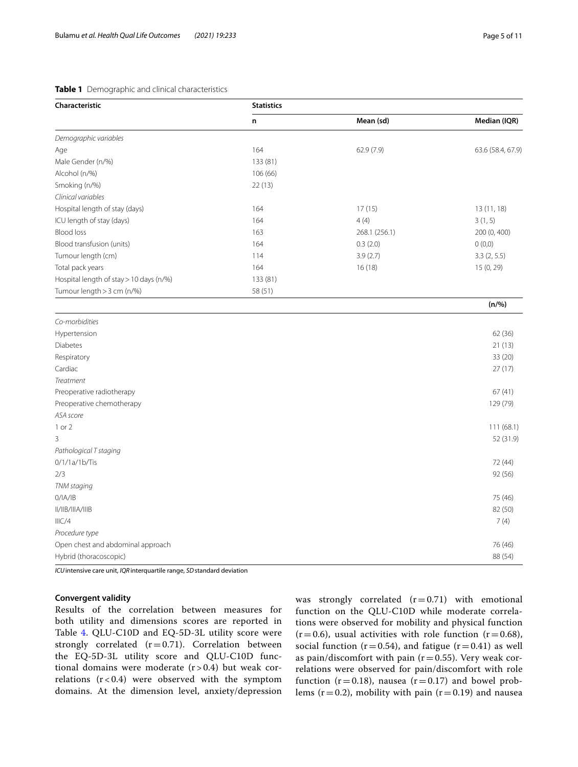**Table 1** Demographic and clinical characteristics

| Characteristic | Statistics | | |
|---|---|---|---|
| | n | Mean (sd) | Median (IQR) |
| *Demographic variables* | | | |
| Age | 164 | 62.9 (7.9) | 63.6 (58.4, 67.9) |
| Male Gender (n/%) | 133 (81) | | |
| Alcohol (n/%) | 106 (66) | | |
| Smoking (n/%) | 22 (13) | | |
| *Clinical variables* | | | |
| Hospital length of stay (days) | 164 | 17 (15) | 13 (11, 18) |
| ICU length of stay (days) | 164 | 4 (4) | 3 (1, 5) |
| Blood loss | 163 | 268.1 (256.1) | 200 (0, 400) |
| Blood transfusion (units) | 164 | 0.3 (2.0) | 0 (0,0) |
| Tumour length (cm) | 114 | 3.9 (2.7) | 3.3 (2, 5.5) |
| Total pack years | 164 | 16 (18) | 15 (0, 29) |
| Hospital length of stay > 10 days (n/%) | 133 (81) | | |
| Tumour length > 3 cm (n/%) | 58 (51) | | |
| | | | (n/%) |
| *Co-morbidities* | | | |
| Hypertension | | | 62 (36) |
| Diabetes | | | 21 (13) |
| Respiratory | | | 33 (20) |
| Cardiac | | | 27 (17) |
| *Treatment* | | | |
| Preoperative radiotherapy | | | 67 (41) |
| Preoperative chemotherapy | | | 129 (79) |
| *ASA score* | | | |
| 1 or 2 | | | 111 (68.1) |
| 3 | | | 52 (31.9) |
| *Pathological T staging* | | | |
| 0/1/1a/1b/Tis | | | 72 (44) |
| 2/3 | | | 92 (56) |
| *TNM staging* | | | |
| 0/IA/IB | | | 75 (46) |
| II/IIB/IIIA/IIIB | | | 82 (50) |
| IIIC/4 | | | 7 (4) |
| *Procedure type* | | | |
| Open chest and abdominal approach | | | 76 (46) |
| Hybrid (thoracoscopic) | | | 88 (54) |

*ICU* intensive care unit, *IQR* interquartile range, *SD* standard deviation

### Convergent validity

Results of the correlation between measures for both utility and dimensions scores are reported in Table 4. QLU-C10D and EQ-5D-3L utility score were strongly correlated ($r = 0.71$). Correlation between the EQ-5D-3L utility score and QLU-C10D functional domains were moderate ($r > 0.4$) but weak correlations ($r < 0.4$) were observed with the symptom domains. At the dimension level, anxiety/depression was strongly correlated ($r = 0.71$) with emotional function on the QLU-C10D while moderate correlations were observed for mobility and physical function ($r = 0.6$), usual activities with role function ($r = 0.68$), social function ($r = 0.54$), and fatigue ($r = 0.41$) as well as pain/discomfort with pain ($r = 0.55$). Very weak correlations were observed for pain/discomfort with role function ($r = 0.18$), nausea ($r = 0.17$) and bowel problems ($r = 0.2$), mobility with pain ($r = 0.19$) and nausea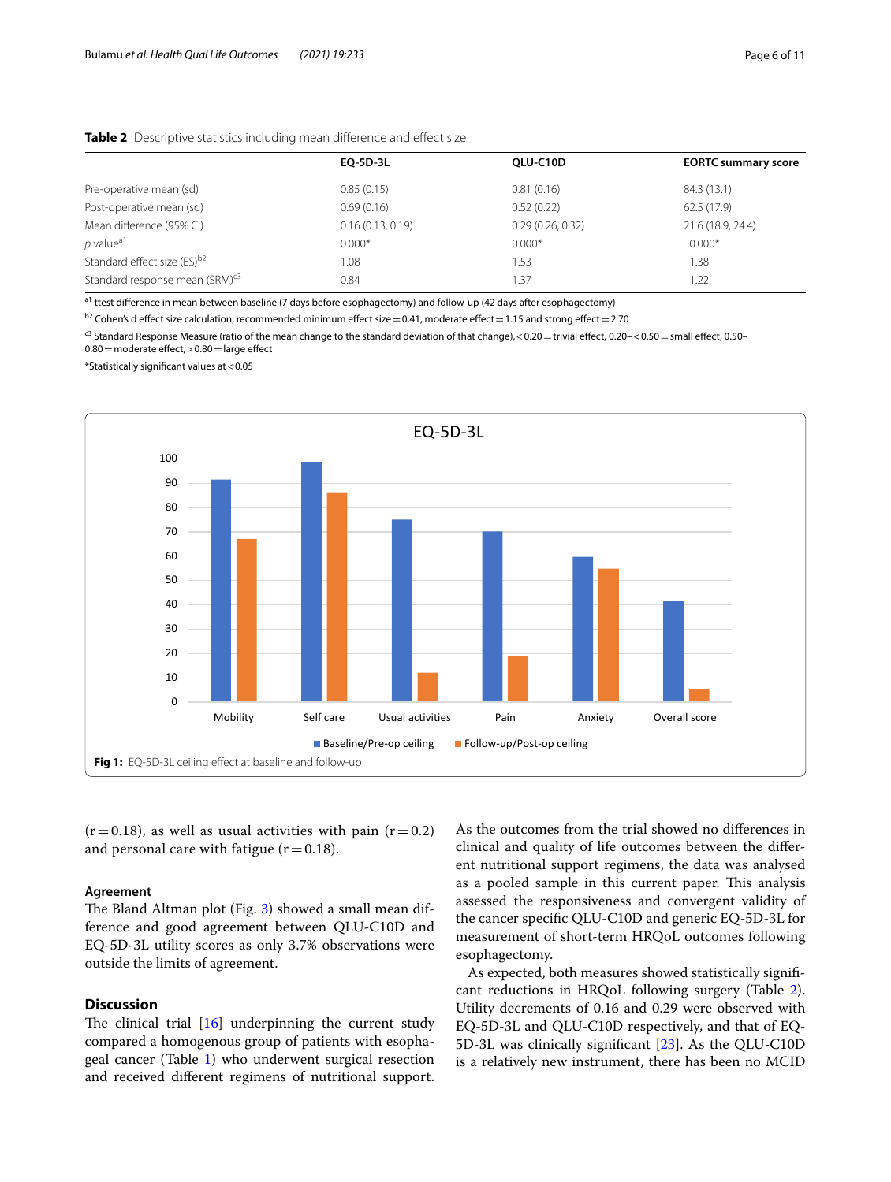**Table 2** Descriptive statistics including mean difference and effect size

| | EQ-5D-3L | QLU-C10D | EORTC summary score |
|---|---|---|---|
| Pre-operative mean (sd) | 0.85 (0.15) | 0.81 (0.16) | 84.3 (13.1) |
| Post-operative mean (sd) | 0.69 (0.16) | 0.52 (0.22) | 62.5 (17.9) |
| Mean difference (95% CI) | 0.16 (0.13, 0.19) | 0.29 (0.26, 0.32) | 21.6 (18.9, 24.4) |
| *p* value[a1] | 0.000* | 0.000* | 0.000* |
| Standard effect size (ES)[b2] | 1.08 | 1.53 | 1.38 |
| Standard response mean (SRM)[c3] | 0.84 | 1.37 | 1.22 |

[a1] ttest difference in mean between baseline (7 days before esophagectomy) and follow-up (42 days after esophagectomy)

[b2] Cohen's d effect size calculation, recommended minimum effect size = 0.41, moderate effect = 1.15 and strong effect = 2.70

[c3] Standard Response Measure (ratio of the mean change to the standard deviation of that change), < 0.20 = trivial effect, 0.20– < 0.50 = small effect, 0.50–0.80 = moderate effect, > 0.80 = large effect

*Statistically significant values at < 0.05

**Fig 1:** EQ-5D-3L ceiling effect at baseline and follow-up

(r = 0.18), as well as usual activities with pain (r = 0.2) and personal care with fatigue (r = 0.18).

### Agreement

The Bland Altman plot (Fig. 3) showed a small mean difference and good agreement between QLU-C10D and EQ-5D-3L utility scores as only 3.7% observations were outside the limits of agreement.

## Discussion

The clinical trial [16] underpinning the current study compared a homogenous group of patients with esophageal cancer (Table 1) who underwent surgical resection and received different regimens of nutritional support. As the outcomes from the trial showed no differences in clinical and quality of life outcomes between the different nutritional support regimens, the data was analysed as a pooled sample in this current paper. This analysis assessed the responsiveness and convergent validity of the cancer specific QLU-C10D and generic EQ-5D-3L for measurement of short-term HRQoL outcomes following esophagectomy.

As expected, both measures showed statistically significant reductions in HRQoL following surgery (Table 2). Utility decrements of 0.16 and 0.29 were observed with EQ-5D-3L and QLU-C10D respectively, and that of EQ-5D-3L was clinically significant [23]. As the QLU-C10D is a relatively new instrument, there has been no MCID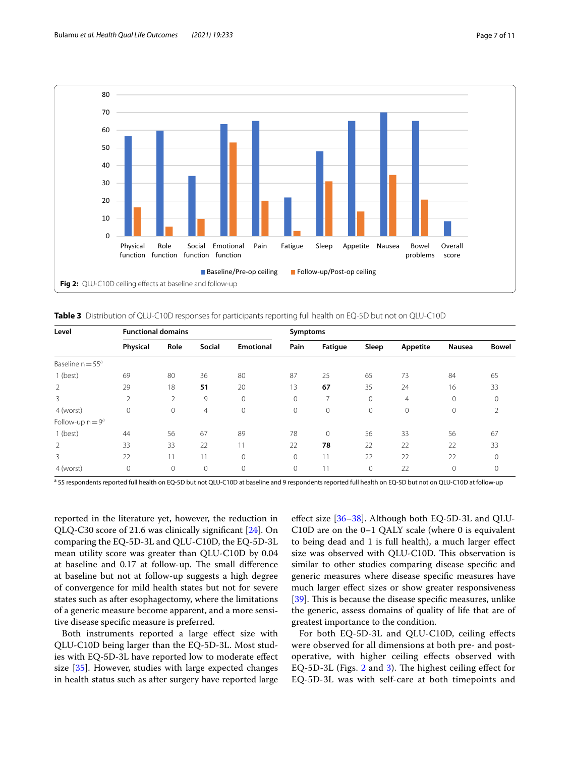Fig 2: QLU-C10D ceiling effects at baseline and follow-up

**Table 3** Distribution of QLU-C10D responses for participants reporting full health on EQ-5D but not on QLU-C10D

| Level | Functional domains | | | | Symptoms | | | | | |
|---|---|---|---|---|---|---|---|---|---|---|
| | Physical | Role | Social | Emotional | Pain | Fatigue | Sleep | Appetite | Nausea | Bowel |
| Baseline n = 55[a] | | | | | | | | | | |
| 1 (best) | 69 | 80 | 36 | 80 | 87 | 25 | 65 | 73 | 84 | 65 |
| 2 | 29 | 18 | **51** | 20 | 13 | **67** | 35 | 24 | 16 | 33 |
| 3 | 2 | 2 | 9 | 0 | 0 | 7 | 0 | 4 | 0 | 0 |
| 4 (worst) | 0 | 0 | 4 | 0 | 0 | 0 | 0 | 0 | 0 | 2 |
| Follow-up n = 9[a] | | | | | | | | | | |
| 1 (best) | 44 | 56 | 67 | 89 | 78 | 0 | 56 | 33 | 56 | 67 |
| 2 | 33 | 33 | 22 | 11 | 22 | **78** | 22 | 22 | 22 | 33 |
| 3 | 22 | 11 | 11 | 0 | 0 | 11 | 22 | 22 | 22 | 0 |
| 4 (worst) | 0 | 0 | 0 | 0 | 0 | 11 | 0 | 22 | 0 | 0 |

[a] 55 respondents reported full health on EQ-5D but not QLU-C10D at baseline and 9 respondents reported full health on EQ-5D but not on QLU-C10D at follow-up

reported in the literature yet, however, the reduction in QLQ-C30 score of 21.6 was clinically significant [24]. On comparing the EQ-5D-3L and QLU-C10D, the EQ-5D-3L mean utility score was greater than QLU-C10D by 0.04 at baseline and 0.17 at follow-up. The small difference at baseline but not at follow-up suggests a high degree of convergence for mild health states but not for severe states such as after esophagectomy, where the limitations of a generic measure become apparent, and a more sensitive disease specific measure is preferred.

Both instruments reported a large effect size with QLU-C10D being larger than the EQ-5D-3L. Most studies with EQ-5D-3L have reported low to moderate effect size [35]. However, studies with large expected changes in health status such as after surgery have reported large effect size [36–38]. Although both EQ-5D-3L and QLU-C10D are on the 0–1 QALY scale (where 0 is equivalent to being dead and 1 is full health), a much larger effect size was observed with QLU-C10D. This observation is similar to other studies comparing disease specific and generic measures where disease specific measures have much larger effect sizes or show greater responsiveness [39]. This is because the disease specific measures, unlike the generic, assess domains of quality of life that are of greatest importance to the condition.

For both EQ-5D-3L and QLU-C10D, ceiling effects were observed for all dimensions at both pre- and post-operative, with higher ceiling effects observed with EQ-5D-3L (Figs. 2 and 3). The highest ceiling effect for EQ-5D-3L was with self-care at both timepoints and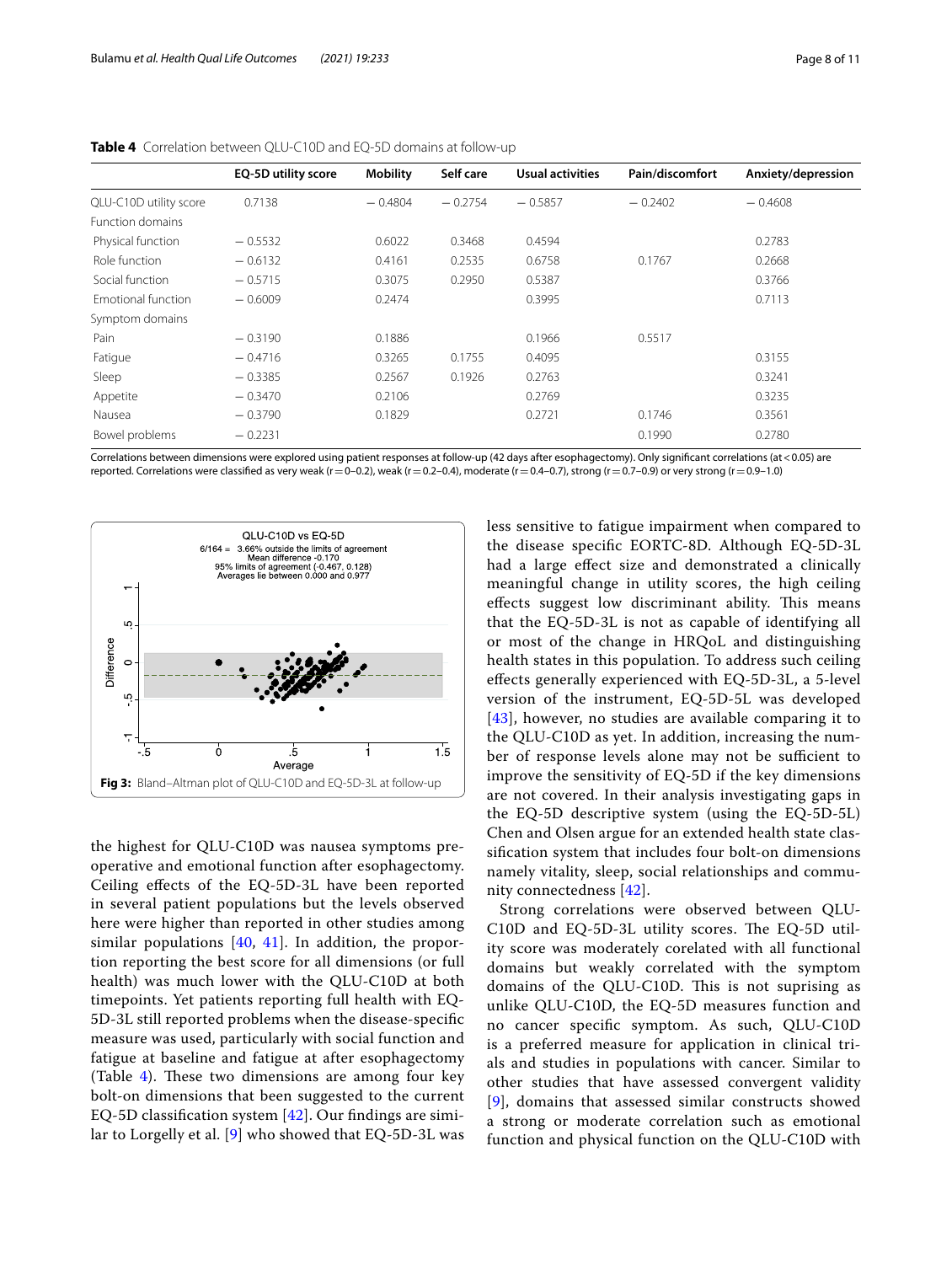**Table 4** Correlation between QLU-C10D and EQ-5D domains at follow-up

| | EQ-5D utility score | Mobility | Self care | Usual activities | Pain/discomfort | Anxiety/depression |
|---|---|---|---|---|---|---|
| QLU-C10D utility score | 0.7138 | − 0.4804 | − 0.2754 | − 0.5857 | − 0.2402 | − 0.4608 |
| Function domains | | | | | | |
| Physical function | − 0.5532 | 0.6022 | 0.3468 | 0.4594 | | 0.2783 |
| Role function | − 0.6132 | 0.4161 | 0.2535 | 0.6758 | 0.1767 | 0.2668 |
| Social function | − 0.5715 | 0.3075 | 0.2950 | 0.5387 | | 0.3766 |
| Emotional function | − 0.6009 | 0.2474 | | 0.3995 | | 0.7113 |
| Symptom domains | | | | | | |
| Pain | − 0.3190 | 0.1886 | | 0.1966 | 0.5517 | |
| Fatigue | − 0.4716 | 0.3265 | 0.1755 | 0.4095 | | 0.3155 |
| Sleep | − 0.3385 | 0.2567 | 0.1926 | 0.2763 | | 0.3241 |
| Appetite | − 0.3470 | 0.2106 | | 0.2769 | | 0.3235 |
| Nausea | − 0.3790 | 0.1829 | | 0.2721 | 0.1746 | 0.3561 |
| Bowel problems | − 0.2231 | | | | 0.1990 | 0.2780 |

Correlations between dimensions were explored using patient responses at follow-up (42 days after esophagectomy). Only significant correlations (at < 0.05) are reported. Correlations were classified as very weak (r = 0–0.2), weak (r = 0.2–0.4), moderate (r = 0.4–0.7), strong (r = 0.7–0.9) or very strong (r = 0.9–1.0)

**Fig 3:** Bland–Altman plot of QLU-C10D and EQ-5D-3L at follow-up

the highest for QLU-C10D was nausea symptoms pre-operative and emotional function after esophagectomy. Ceiling effects of the EQ-5D-3L have been reported in several patient populations but the levels observed here were higher than reported in other studies among similar populations [40, 41]. In addition, the proportion reporting the best score for all dimensions (or full health) was much lower with the QLU-C10D at both timepoints. Yet patients reporting full health with EQ-5D-3L still reported problems when the disease-specific measure was used, particularly with social function and fatigue at baseline and fatigue at after esophagectomy (Table 4). These two dimensions are among four key bolt-on dimensions that been suggested to the current EQ-5D classification system [42]. Our findings are similar to Lorgelly et al. [9] who showed that EQ-5D-3L was less sensitive to fatigue impairment when compared to the disease specific EORTC-8D. Although EQ-5D-3L had a large effect size and demonstrated a clinically meaningful change in utility scores, the high ceiling effects suggest low discriminant ability. This means that the EQ-5D-3L is not as capable of identifying all or most of the change in HRQoL and distinguishing health states in this population. To address such ceiling effects generally experienced with EQ-5D-3L, a 5-level version of the instrument, EQ-5D-5L was developed [43], however, no studies are available comparing it to the QLU-C10D as yet. In addition, increasing the number of response levels alone may not be sufficient to improve the sensitivity of EQ-5D if the key dimensions are not covered. In their analysis investigating gaps in the EQ-5D descriptive system (using the EQ-5D-5L) Chen and Olsen argue for an extended health state classification system that includes four bolt-on dimensions namely vitality, sleep, social relationships and community connectedness [42].

Strong correlations were observed between QLU-C10D and EQ-5D-3L utility scores. The EQ-5D utility score was moderately corelated with all functional domains but weakly correlated with the symptom domains of the QLU-C10D. This is not suprising as unlike QLU-C10D, the EQ-5D measures function and no cancer specific symptom. As such, QLU-C10D is a preferred measure for application in clinical trials and studies in populations with cancer. Similar to other studies that have assessed convergent validity [9], domains that assessed similar constructs showed a strong or moderate correlation such as emotional function and physical function on the QLU-C10D with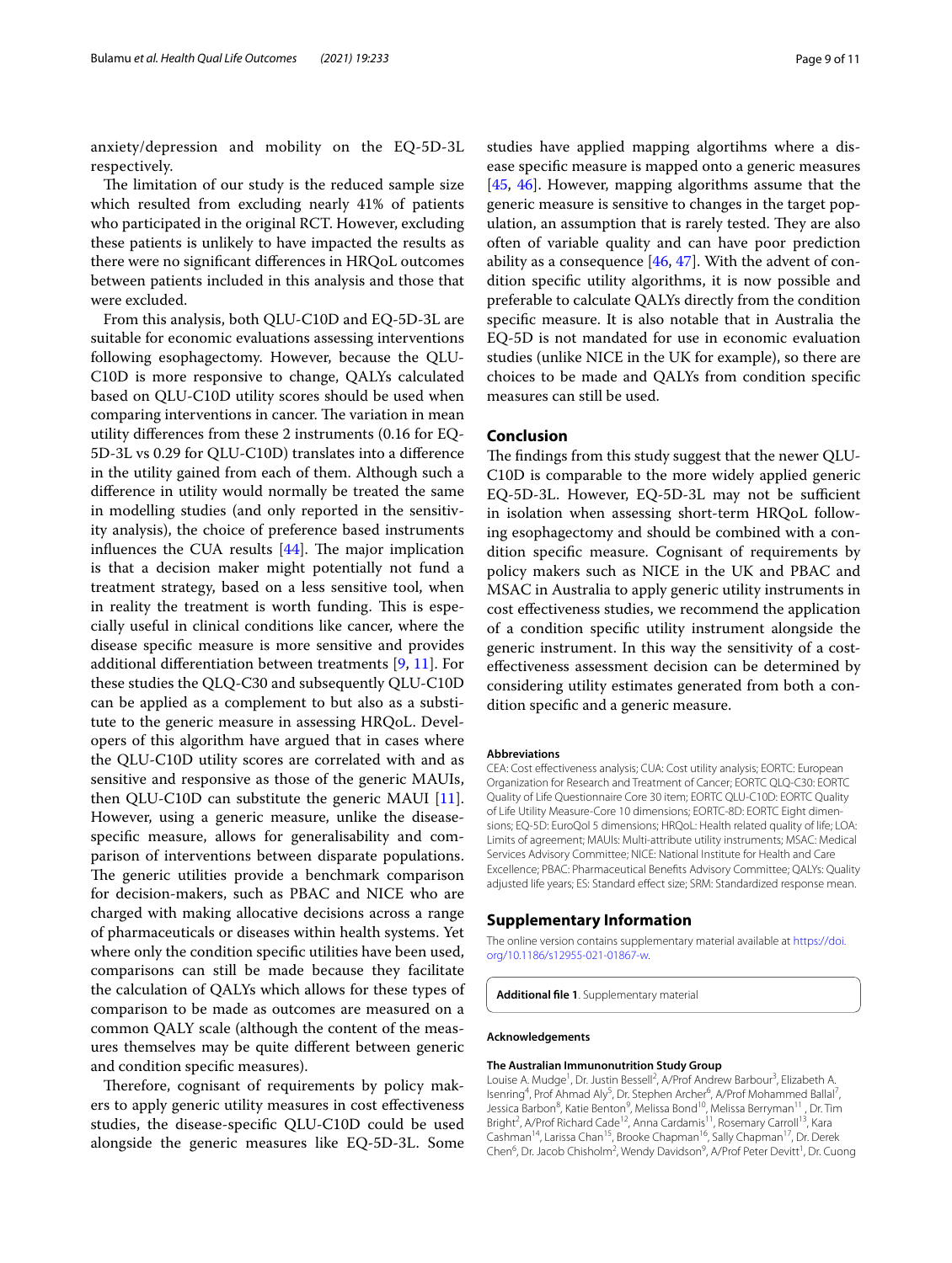anxiety/depression and mobility on the EQ-5D-3L respectively.

The limitation of our study is the reduced sample size which resulted from excluding nearly 41% of patients who participated in the original RCT. However, excluding these patients is unlikely to have impacted the results as there were no significant differences in HRQoL outcomes between patients included in this analysis and those that were excluded.

From this analysis, both QLU-C10D and EQ-5D-3L are suitable for economic evaluations assessing interventions following esophagectomy. However, because the QLU-C10D is more responsive to change, QALYs calculated based on QLU-C10D utility scores should be used when comparing interventions in cancer. The variation in mean utility differences from these 2 instruments (0.16 for EQ-5D-3L vs 0.29 for QLU-C10D) translates into a difference in the utility gained from each of them. Although such a difference in utility would normally be treated the same in modelling studies (and only reported in the sensitivity analysis), the choice of preference based instruments influences the CUA results [44]. The major implication is that a decision maker might potentially not fund a treatment strategy, based on a less sensitive tool, when in reality the treatment is worth funding. This is especially useful in clinical conditions like cancer, where the disease specific measure is more sensitive and provides additional differentiation between treatments [9, 11]. For these studies the QLQ-C30 and subsequently QLU-C10D can be applied as a complement to but also as a substitute to the generic measure in assessing HRQoL. Developers of this algorithm have argued that in cases where the QLU-C10D utility scores are correlated with and as sensitive and responsive as those of the generic MAUIs, then QLU-C10D can substitute the generic MAUI [11]. However, using a generic measure, unlike the disease-specific measure, allows for generalisability and comparison of interventions between disparate populations. The generic utilities provide a benchmark comparison for decision-makers, such as PBAC and NICE who are charged with making allocative decisions across a range of pharmaceuticals or diseases within health systems. Yet where only the condition specific utilities have been used, comparisons can still be made because they facilitate the calculation of QALYs which allows for these types of comparison to be made as outcomes are measured on a common QALY scale (although the content of the measures themselves may be quite different between generic and condition specific measures).

Therefore, cognisant of requirements by policy makers to apply generic utility measures in cost effectiveness studies, the disease-specific QLU-C10D could be used alongside the generic measures like EQ-5D-3L. Some studies have applied mapping algortihms where a disease specific measure is mapped onto a generic measures [45, 46]. However, mapping algorithms assume that the generic measure is sensitive to changes in the target population, an assumption that is rarely tested. They are also often of variable quality and can have poor prediction ability as a consequence [46, 47]. With the advent of condition specific utility algorithms, it is now possible and preferable to calculate QALYs directly from the condition specific measure. It is also notable that in Australia the EQ-5D is not mandated for use in economic evaluation studies (unlike NICE in the UK for example), so there are choices to be made and QALYs from condition specific measures can still be used.

## Conclusion

The findings from this study suggest that the newer QLU-C10D is comparable to the more widely applied generic EQ-5D-3L. However, EQ-5D-3L may not be sufficient in isolation when assessing short-term HRQoL following esophagectomy and should be combined with a condition specific measure. Cognisant of requirements by policy makers such as NICE in the UK and PBAC and MSAC in Australia to apply generic utility instruments in cost effectiveness studies, we recommend the application of a condition specific utility instrument alongside the generic instrument. In this way the sensitivity of a cost-effectiveness assessment decision can be determined by considering utility estimates generated from both a condition specific and a generic measure.

### Abbreviations

CEA: Cost effectiveness analysis; CUA: Cost utility analysis; EORTC: European Organization for Research and Treatment of Cancer; EORTC QLQ-C30: EORTC Quality of Life Questionnaire Core 30 item; EORTC QLU-C10D: EORTC Quality of Life Utility Measure-Core 10 dimensions; EORTC-8D: EORTC Eight dimensions; EQ-5D: EuroQol 5 dimensions; HRQoL: Health related quality of life; LOA: Limits of agreement; MAUIs: Multi-attribute utility instruments; MSAC: Medical Services Advisory Committee; NICE: National Institute for Health and Care Excellence; PBAC: Pharmaceutical Benefits Advisory Committee; QALYs: Quality adjusted life years; ES: Standard effect size; SRM: Standardized response mean.

## Supplementary Information

The online version contains supplementary material available at https://doi.org/10.1186/s12955-021-01867-w.

**Additional file 1**. Supplementary material

### Acknowledgements

#### The Australian Immunonutrition Study Group

Louise A. Mudge[1], Dr. Justin Bessell[2], A/Prof Andrew Barbour[3], Elizabeth A. Isenring[4], Prof Ahmad Aly[5], Dr. Stephen Archer[6], A/Prof Mohammed Ballal[7], Jessica Barbon[8], Katie Benton[9], Melissa Bond[10], Melissa Berryman[11], Dr. Tim Bright[2], A/Prof Richard Cade[12], Anna Cardamis[11], Rosemary Carroll[13], Kara Cashman[14], Larissa Chan[15], Brooke Chapman[16], Sally Chapman[17], Dr. Derek Chen[6], Dr. Jacob Chisholm[2], Wendy Davidson[9], A/Prof Peter Devitt[1], Dr. Cuong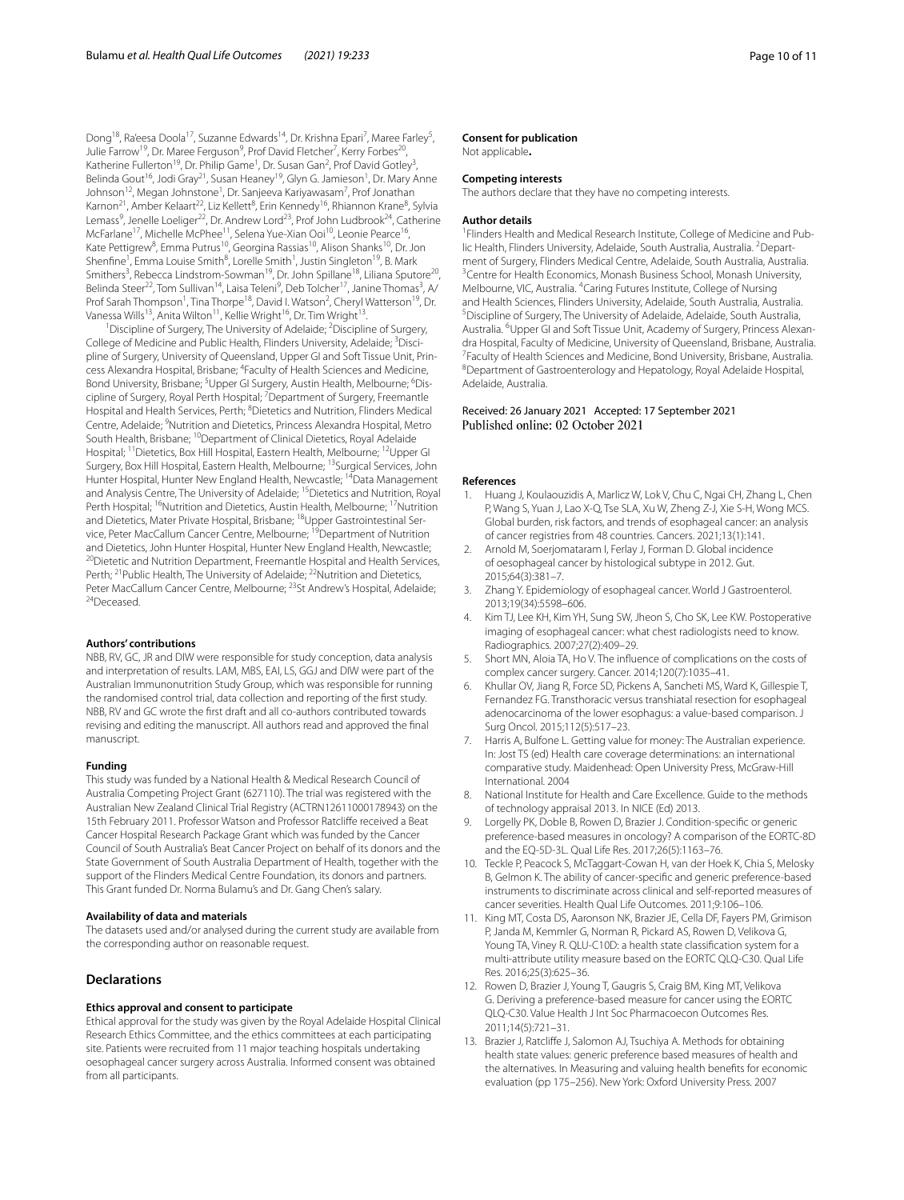Dong[18], Ra'eesa Doola[17], Suzanne Edwards[14], Dr. Krishna Epari[7], Maree Farley[5], Julie Farrow[19], Dr. Maree Ferguson[9], Prof David Fletcher[7], Kerry Forbes[20], Katherine Fullerton[19], Dr. Philip Game[1], Dr. Susan Gan[2], Prof David Gotley[3], Belinda Gout[16], Jodi Gray[21], Susan Heaney[19], Glyn G. Jamieson[1], Dr. Mary Anne Johnson[12], Megan Johnstone[1], Dr. Sanjeeva Kariyawasam[7], Prof Jonathan Karnon[21], Amber Kelaart[22], Liz Kellett[8], Erin Kennedy[16], Rhiannon Krane[8], Sylvia Lemass[9], Jenelle Loeliger[22], Dr. Andrew Lord[23], Prof John Ludbrook[24], Catherine McFarlane[17], Michelle McPhee[11], Selena Yue-Xian Ooi[10], Leonie Pearce[16], Kate Pettigrew[8], Emma Putrus[10], Georgina Rassias[10], Alison Shanks[10], Dr. Jon Shenfine[1], Emma Louise Smith[8], Lorelle Smith[1], Justin Singleton[19], B. Mark Smithers[3], Rebecca Lindstrom-Sowman[19], Dr. John Spillane[18], Liliana Sputore[20], Belinda Steer[22], Tom Sullivan[14], Laisa Teleni[9], Deb Tolcher[17], Janine Thomas[3], A/Prof Sarah Thompson[1], Tina Thorpe[18], David I. Watson[2], Cheryl Watterson[19], Dr. Vanessa Wills[13], Anita Wilton[11], Kellie Wright[16], Dr. Tim Wright[13].

[1]Discipline of Surgery, The University of Adelaide; [2]Discipline of Surgery, College of Medicine and Public Health, Flinders University, Adelaide; [3]Discipline of Surgery, University of Queensland, Upper GI and Soft Tissue Unit, Princess Alexandra Hospital, Brisbane; [4]Faculty of Health Sciences and Medicine, Bond University, Brisbane; [5]Upper GI Surgery, Austin Health, Melbourne; [6]Discipline of Surgery, Royal Perth Hospital; [7]Department of Surgery, Freemantle Hospital and Health Services, Perth; [8]Dietetics and Nutrition, Flinders Medical Centre, Adelaide; [9]Nutrition and Dietetics, Princess Alexandra Hospital, Metro South Health, Brisbane; [10]Department of Clinical Dietetics, Royal Adelaide Hospital; [11]Dietetics, Box Hill Hospital, Eastern Health, Melbourne; [12]Upper GI Surgery, Box Hill Hospital, Eastern Health, Melbourne; [13]Surgical Services, John Hunter Hospital, Hunter New England Health, Newcastle; [14]Data Management and Analysis Centre, The University of Adelaide; [15]Dietetics and Nutrition, Royal Perth Hospital; [16]Nutrition and Dietetics, Austin Health, Melbourne; [17]Nutrition and Dietetics, Mater Private Hospital, Brisbane; [18]Upper Gastrointestinal Service, Peter MacCallum Cancer Centre, Melbourne; [19]Department of Nutrition and Dietetics, John Hunter Hospital, Hunter New England Health, Newcastle; [20]Dietetic and Nutrition Department, Freemantle Hospital and Health Services, Perth; [21]Public Health, The University of Adelaide; [22]Nutrition and Dietetics, Peter MacCallum Cancer Centre, Melbourne; [23]St Andrew's Hospital, Adelaide; [24]Deceased.

#### Authors' contributions

NBB, RV, GC, JR and DIW were responsible for study conception, data analysis and interpretation of results. LAM, MBS, EAI, LS, GGJ and DIW were part of the Australian Immunonutrition Study Group, which was responsible for running the randomised control trial, data collection and reporting of the first study. NBB, RV and GC wrote the first draft and all co-authors contributed towards revising and editing the manuscript. All authors read and approved the final manuscript.

#### Funding

This study was funded by a National Health & Medical Research Council of Australia Competing Project Grant (627110). The trial was registered with the Australian New Zealand Clinical Trial Registry (ACTRN12611000178943) on the 15th February 2011. Professor Watson and Professor Ratcliffe received a Beat Cancer Hospital Research Package Grant which was funded by the Cancer Council of South Australia's Beat Cancer Project on behalf of its donors and the State Government of South Australia Department of Health, together with the support of the Flinders Medical Centre Foundation, its donors and partners. This Grant funded Dr. Norma Bulamu's and Dr. Gang Chen's salary.

#### Availability of data and materials

The datasets used and/or analysed during the current study are available from the corresponding author on reasonable request.

## Declarations

#### Ethics approval and consent to participate

Ethical approval for the study was given by the Royal Adelaide Hospital Clinical Research Ethics Committee, and the ethics committees at each participating site. Patients were recruited from 11 major teaching hospitals undertaking oesophageal cancer surgery across Australia. Informed consent was obtained from all participants.

#### Consent for publication

Not applicable**.**

#### Competing interests

The authors declare that they have no competing interests.

#### Author details

[1]Flinders Health and Medical Research Institute, College of Medicine and Public Health, Flinders University, Adelaide, South Australia, Australia. [2]Department of Surgery, Flinders Medical Centre, Adelaide, South Australia, Australia. [3]Centre for Health Economics, Monash Business School, Monash University, Melbourne, VIC, Australia. [4]Caring Futures Institute, College of Nursing and Health Sciences, Flinders University, Adelaide, South Australia, Australia. [5]Discipline of Surgery, The University of Adelaide, Adelaide, South Australia, Australia. [6]Upper GI and Soft Tissue Unit, Academy of Surgery, Princess Alexandra Hospital, Faculty of Medicine, University of Queensland, Brisbane, Australia. [7]Faculty of Health Sciences and Medicine, Bond University, Brisbane, Australia. [8]Department of Gastroenterology and Hepatology, Royal Adelaide Hospital, Adelaide, Australia.

Received: 26 January 2021 Accepted: 17 September 2021
Published online: 02 October 2021

#### References

1. Huang J, Koulaouzidis A, Marlicz W, Lok V, Chu C, Ngai CH, Zhang L, Chen P, Wang S, Yuan J, Lao X-Q, Tse SLA, Xu W, Zheng Z-J, Xie S-H, Wong MCS. Global burden, risk factors, and trends of esophageal cancer: an analysis of cancer registries from 48 countries. Cancers. 2021;13(1):141.
2. Arnold M, Soerjomataram I, Ferlay J, Forman D. Global incidence of oesophageal cancer by histological subtype in 2012. Gut. 2015;64(3):381–7.
3. Zhang Y. Epidemiology of esophageal cancer. World J Gastroenterol. 2013;19(34):5598–606.
4. Kim TJ, Lee KH, Kim YH, Sung SW, Jheon S, Cho SK, Lee KW. Postoperative imaging of esophageal cancer: what chest radiologists need to know. Radiographics. 2007;27(2):409–29.
5. Short MN, Aloia TA, Ho V. The influence of complications on the costs of complex cancer surgery. Cancer. 2014;120(7):1035–41.
6. Khullar OV, Jiang R, Force SD, Pickens A, Sancheti MS, Ward K, Gillespie T, Fernandez FG. Transthoracic versus transhiatal resection for esophageal adenocarcinoma of the lower esophagus: a value-based comparison. J Surg Oncol. 2015;112(5):517–23.
7. Harris A, Bulfone L. Getting value for money: The Australian experience. In: Jost TS (ed) Health care coverage determinations: an international comparative study. Maidenhead: Open University Press, McGraw-Hill International. 2004
8. National Institute for Health and Care Excellence. Guide to the methods of technology appraisal 2013. In NICE (Ed) 2013.
9. Lorgelly PK, Doble B, Rowen D, Brazier J. Condition-specific or generic preference-based measures in oncology? A comparison of the EORTC-8D and the EQ-5D-3L. Qual Life Res. 2017;26(5):1163–76.
10. Teckle P, Peacock S, McTaggart-Cowan H, van der Hoek K, Chia S, Melosky B, Gelmon K. The ability of cancer-specific and generic preference-based instruments to discriminate across clinical and self-reported measures of cancer severities. Health Qual Life Outcomes. 2011;9:106–106.
11. King MT, Costa DS, Aaronson NK, Brazier JE, Cella DF, Fayers PM, Grimison P, Janda M, Kemmler G, Norman R, Pickard AS, Rowen D, Velikova G, Young TA, Viney R. QLU-C10D: a health state classification system for a multi-attribute utility measure based on the EORTC QLQ-C30. Qual Life Res. 2016;25(3):625–36.
12. Rowen D, Brazier J, Young T, Gaugris S, Craig BM, King MT, Velikova G. Deriving a preference-based measure for cancer using the EORTC QLQ-C30. Value Health J Int Soc Pharmacoecon Outcomes Res. 2011;14(5):721–31.
13. Brazier J, Ratcliffe J, Salomon AJ, Tsuchiya A. Methods for obtaining health state values: generic preference based measures of health and the alternatives. In Measuring and valuing health benefits for economic evaluation (pp 175–256). New York: Oxford University Press. 2007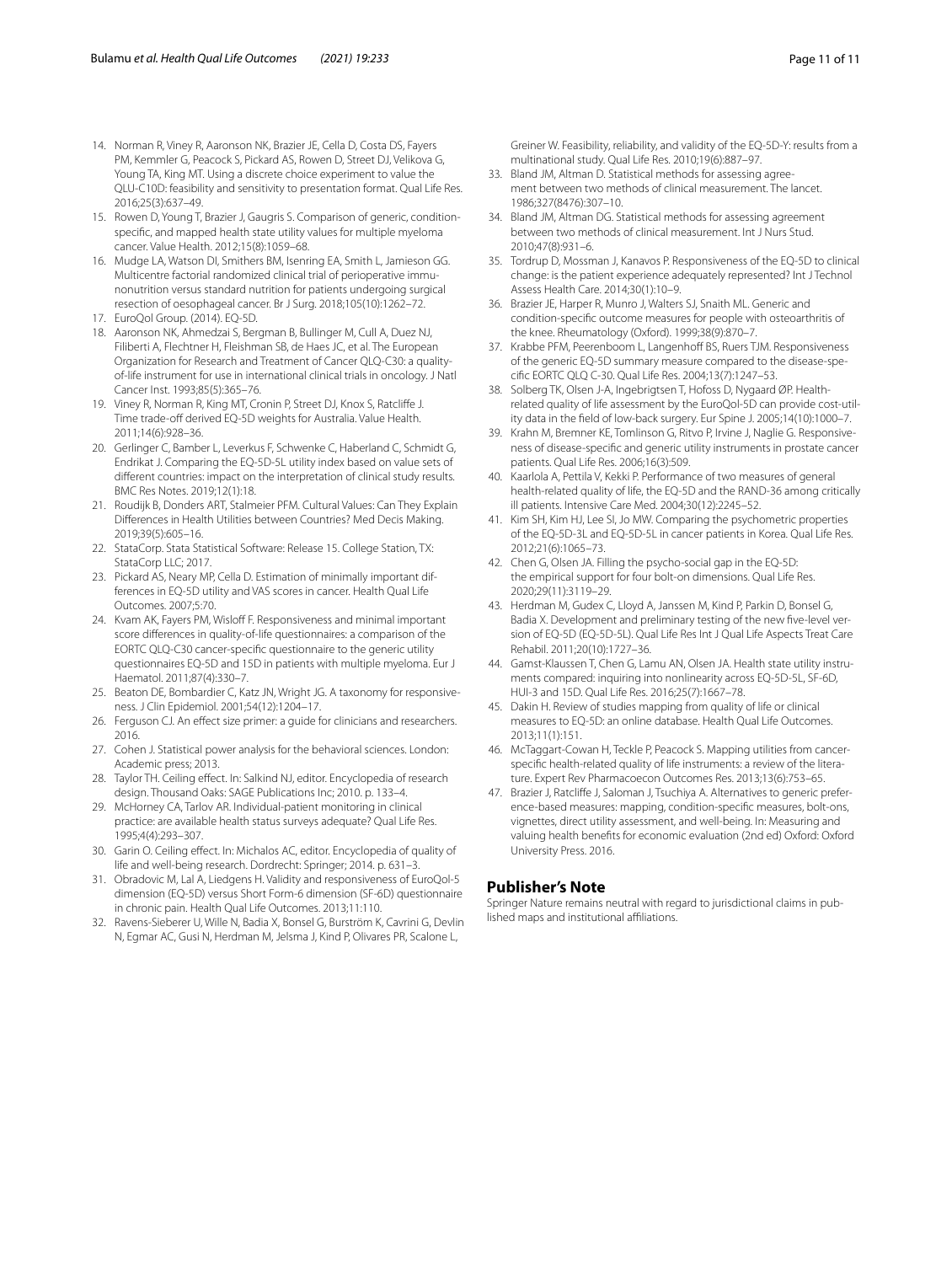14. Norman R, Viney R, Aaronson NK, Brazier JE, Cella D, Costa DS, Fayers PM, Kemmler G, Peacock S, Pickard AS, Rowen D, Street DJ, Velikova G, Young TA, King MT. Using a discrete choice experiment to value the QLU-C10D: feasibility and sensitivity to presentation format. Qual Life Res. 2016;25(3):637–49.
15. Rowen D, Young T, Brazier J, Gaugris S. Comparison of generic, condition-specific, and mapped health state utility values for multiple myeloma cancer. Value Health. 2012;15(8):1059–68.
16. Mudge LA, Watson DI, Smithers BM, Isenring EA, Smith L, Jamieson GG. Multicentre factorial randomized clinical trial of perioperative immunonutrition versus standard nutrition for patients undergoing surgical resection of oesophageal cancer. Br J Surg. 2018;105(10):1262–72.
17. EuroQol Group. (2014). EQ-5D.
18. Aaronson NK, Ahmedzai S, Bergman B, Bullinger M, Cull A, Duez NJ, Filiberti A, Flechtner H, Fleishman SB, de Haes JC, et al. The European Organization for Research and Treatment of Cancer QLQ-C30: a quality-of-life instrument for use in international clinical trials in oncology. J Natl Cancer Inst. 1993;85(5):365–76.
19. Viney R, Norman R, King MT, Cronin P, Street DJ, Knox S, Ratcliffe J. Time trade-off derived EQ-5D weights for Australia. Value Health. 2011;14(6):928–36.
20. Gerlinger C, Bamber L, Leverkus F, Schwenke C, Haberland C, Schmidt G, Endrikat J. Comparing the EQ-5D-5L utility index based on value sets of different countries: impact on the interpretation of clinical study results. BMC Res Notes. 2019;12(1):18.
21. Roudijk B, Donders ART, Stalmeier PFM. Cultural Values: Can They Explain Differences in Health Utilities between Countries? Med Decis Making. 2019;39(5):605–16.
22. StataCorp. Stata Statistical Software: Release 15. College Station, TX: StataCorp LLC; 2017.
23. Pickard AS, Neary MP, Cella D. Estimation of minimally important differences in EQ-5D utility and VAS scores in cancer. Health Qual Life Outcomes. 2007;5:70.
24. Kvam AK, Fayers PM, Wisloff F. Responsiveness and minimal important score differences in quality-of-life questionnaires: a comparison of the EORTC QLQ-C30 cancer-specific questionnaire to the generic utility questionnaires EQ-5D and 15D in patients with multiple myeloma. Eur J Haematol. 2011;87(4):330–7.
25. Beaton DE, Bombardier C, Katz JN, Wright JG. A taxonomy for responsiveness. J Clin Epidemiol. 2001;54(12):1204–17.
26. Ferguson CJ. An effect size primer: a guide for clinicians and researchers. 2016.
27. Cohen J. Statistical power analysis for the behavioral sciences. London: Academic press; 2013.
28. Taylor TH. Ceiling effect. In: Salkind NJ, editor. Encyclopedia of research design. Thousand Oaks: SAGE Publications Inc; 2010. p. 133–4.
29. McHorney CA, Tarlov AR. Individual-patient monitoring in clinical practice: are available health status surveys adequate? Qual Life Res. 1995;4(4):293–307.
30. Garin O. Ceiling effect. In: Michalos AC, editor. Encyclopedia of quality of life and well-being research. Dordrecht: Springer; 2014. p. 631–3.
31. Obradovic M, Lal A, Liedgens H. Validity and responsiveness of EuroQol-5 dimension (EQ-5D) versus Short Form-6 dimension (SF-6D) questionnaire in chronic pain. Health Qual Life Outcomes. 2013;11:110.
32. Ravens-Sieberer U, Wille N, Badia X, Bonsel G, Burström K, Cavrini G, Devlin N, Egmar AC, Gusi N, Herdman M, Jelsma J, Kind P, Olivares PR, Scalone L, Greiner W. Feasibility, reliability, and validity of the EQ-5D-Y: results from a multinational study. Qual Life Res. 2010;19(6):887–97.
33. Bland JM, Altman D. Statistical methods for assessing agreement between two methods of clinical measurement. The lancet. 1986;327(8476):307–10.
34. Bland JM, Altman DG. Statistical methods for assessing agreement between two methods of clinical measurement. Int J Nurs Stud. 2010;47(8):931–6.
35. Tordrup D, Mossman J, Kanavos P. Responsiveness of the EQ-5D to clinical change: is the patient experience adequately represented? Int J Technol Assess Health Care. 2014;30(1):10–9.
36. Brazier JE, Harper R, Munro J, Walters SJ, Snaith ML. Generic and condition-specific outcome measures for people with osteoarthritis of the knee. Rheumatology (Oxford). 1999;38(9):870–7.
37. Krabbe PFM, Peerenboom L, Langenhoff BS, Ruers TJM. Responsiveness of the generic EQ-5D summary measure compared to the disease-specific EORTC QLQ C-30. Qual Life Res. 2004;13(7):1247–53.
38. Solberg TK, Olsen J-A, Ingebrigtsen T, Hofoss D, Nygaard ØP. Health-related quality of life assessment by the EuroQol-5D can provide cost-utility data in the field of low-back surgery. Eur Spine J. 2005;14(10):1000–7.
39. Krahn M, Bremner KE, Tomlinson G, Ritvo P, Irvine J, Naglie G. Responsiveness of disease-specific and generic utility instruments in prostate cancer patients. Qual Life Res. 2006;16(3):509.
40. Kaarlola A, Pettila V, Kekki P. Performance of two measures of general health-related quality of life, the EQ-5D and the RAND-36 among critically ill patients. Intensive Care Med. 2004;30(12):2245–52.
41. Kim SH, Kim HJ, Lee SI, Jo MW. Comparing the psychometric properties of the EQ-5D-3L and EQ-5D-5L in cancer patients in Korea. Qual Life Res. 2012;21(6):1065–73.
42. Chen G, Olsen JA. Filling the psycho-social gap in the EQ-5D: the empirical support for four bolt-on dimensions. Qual Life Res. 2020;29(11):3119–29.
43. Herdman M, Gudex C, Lloyd A, Janssen M, Kind P, Parkin D, Bonsel G, Badia X. Development and preliminary testing of the new five-level version of EQ-5D (EQ-5D-5L). Qual Life Res Int J Qual Life Aspects Treat Care Rehabil. 2011;20(10):1727–36.
44. Gamst-Klaussen T, Chen G, Lamu AN, Olsen JA. Health state utility instruments compared: inquiring into nonlinearity across EQ-5D-5L, SF-6D, HUI-3 and 15D. Qual Life Res. 2016;25(7):1667–78.
45. Dakin H. Review of studies mapping from quality of life or clinical measures to EQ-5D: an online database. Health Qual Life Outcomes. 2013;11(1):151.
46. McTaggart-Cowan H, Teckle P, Peacock S. Mapping utilities from cancer-specific health-related quality of life instruments: a review of the literature. Expert Rev Pharmacoecon Outcomes Res. 2013;13(6):753–65.
47. Brazier J, Ratcliffe J, Saloman J, Tsuchiya A. Alternatives to generic preference-based measures: mapping, condition-specific measures, bolt-ons, vignettes, direct utility assessment, and well-being. In: Measuring and valuing health benefits for economic evaluation (2nd ed) Oxford: Oxford University Press. 2016.

## Publisher's Note

Springer Nature remains neutral with regard to jurisdictional claims in published maps and institutional affiliations.